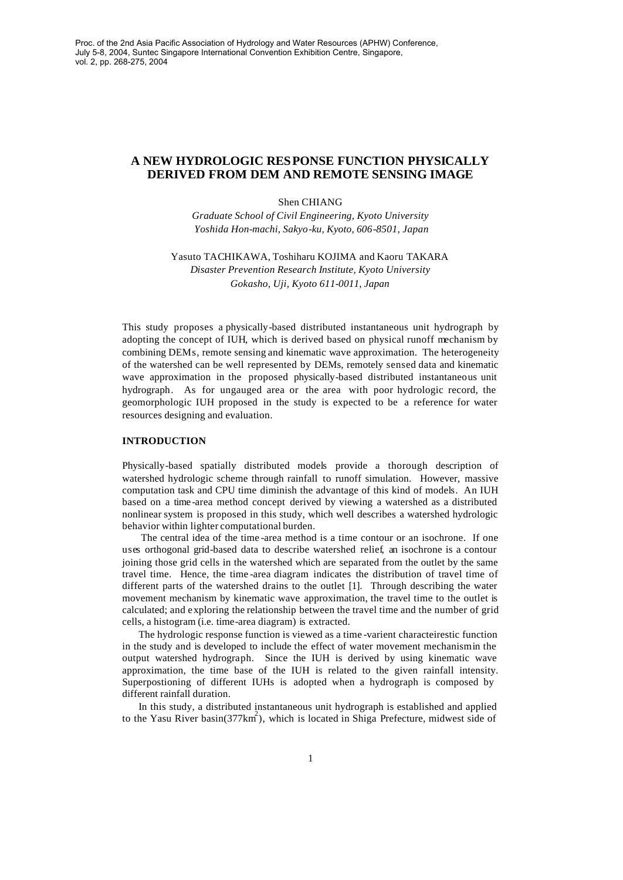Proc. of the 2nd Asia Pacific Association of Hydrology and Water Resources (APHW) Conference, July 5-8, 2004, Suntec Singapore International Convention Exhibition Centre, Singapore, vol. 2, pp. 268-275, 2004

# A NEW HYDROLOGIC RESPONSE FUNCTION PHYSICALLY DERIVED FROM DEM AND REMOTE SENSING IMAGE

Shen CHIANG

*Graduate School of Civil Engineering, Kyoto University*
*Yoshida Hon-machi, Sakyo-ku, Kyoto, 606-8501, Japan*

Yasuto TACHIKAWA, Toshiharu KOJIMA and Kaoru TAKARA

*Disaster Prevention Research Institute, Kyoto University*
*Gokasho, Uji, Kyoto 611-0011, Japan*

This study proposes a physically-based distributed instantaneous unit hydrograph by adopting the concept of IUH, which is derived based on physical runoff mechanism by combining DEMs, remote sensing and kinematic wave approximation. The heterogeneity of the watershed can be well represented by DEMs, remotely sensed data and kinematic wave approximation in the proposed physically-based distributed instantaneous unit hydrograph. As for ungauged area or the area with poor hydrologic record, the geomorphologic IUH proposed in the study is expected to be a reference for water resources designing and evaluation.

## INTRODUCTION

Physically-based spatially distributed models provide a thorough description of watershed hydrologic scheme through rainfall to runoff simulation. However, massive computation task and CPU time diminish the advantage of this kind of models. An IUH based on a time-area method concept derived by viewing a watershed as a distributed nonlinear system is proposed in this study, which well describes a watershed hydrologic behavior within lighter computational burden.

The central idea of the time-area method is a time contour or an isochrone. If one uses orthogonal grid-based data to describe watershed relief, an isochrone is a contour joining those grid cells in the watershed which are separated from the outlet by the same travel time. Hence, the time-area diagram indicates the distribution of travel time of different parts of the watershed drains to the outlet [1]. Through describing the water movement mechanism by kinematic wave approximation, the travel time to the outlet is calculated; and exploring the relationship between the travel time and the number of grid cells, a histogram (i.e. time-area diagram) is extracted.

The hydrologic response function is viewed as a time-varient characteirestic function in the study and is developed to include the effect of water movement mechanism in the output watershed hydrograph. Since the IUH is derived by using kinematic wave approximation, the time base of the IUH is related to the given rainfall intensity. Superpostioning of different IUHs is adopted when a hydrograph is composed by different rainfall duration.

In this study, a distributed instantaneous unit hydrograph is established and applied to the Yasu River basin($377 km^2$), which is located in Shiga Prefecture, midwest side of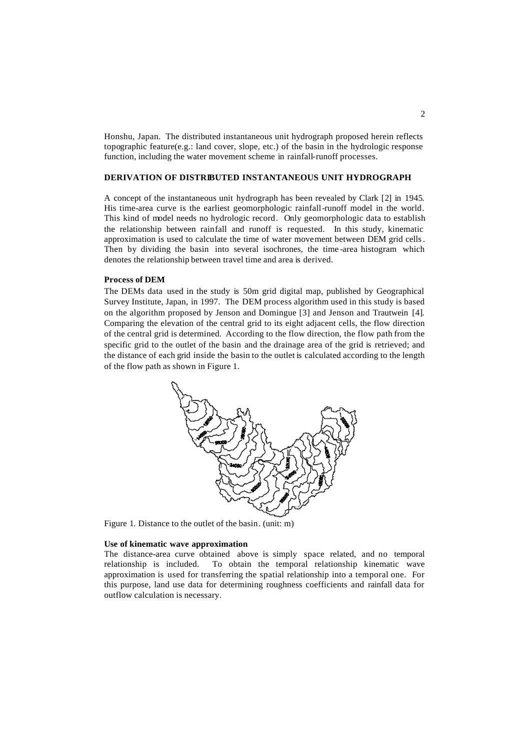Honshu, Japan. The distributed instantaneous unit hydrograph proposed herein reflects topographic feature(e.g.: land cover, slope, etc.) of the basin in the hydrologic response function, including the water movement scheme in rainfall-runoff processes.

## DERIVATION OF DISTRIBUTED INSTANTANEOUS UNIT HYDROGRAPH

A concept of the instantaneous unit hydrograph has been revealed by Clark [2] in 1945. His time-area curve is the earliest geomorphologic rainfall-runoff model in the world. This kind of model needs no hydrologic record. Only geomorphologic data to establish the relationship between rainfall and runoff is requested. In this study, kinematic approximation is used to calculate the time of water movement between DEM grid cells. Then by dividing the basin into several isochrones, the time-area histogram which denotes the relationship between travel time and area is derived.

### Process of DEM

The DEMs data used in the study is 50m grid digital map, published by Geographical Survey Institute, Japan, in 1997. The DEM process algorithm used in this study is based on the algorithm proposed by Jenson and Domingue [3] and Jenson and Trautwein [4]. Comparing the elevation of the central grid to its eight adjacent cells, the flow direction of the central grid is determined. According to the flow direction, the flow path from the specific grid to the outlet of the basin and the drainage area of the grid is retrieved; and the distance of each grid inside the basin to the outlet is calculated according to the length of the flow path as shown in Figure 1.

Figure 1. Distance to the outlet of the basin. (unit: m)

### Use of kinematic wave approximation

The distance-area curve obtained above is simply space related, and no temporal relationship is included. To obtain the temporal relationship kinematic wave approximation is used for transferring the spatial relationship into a temporal one. For this purpose, land use data for determining roughness coefficients and rainfall data for outflow calculation is necessary.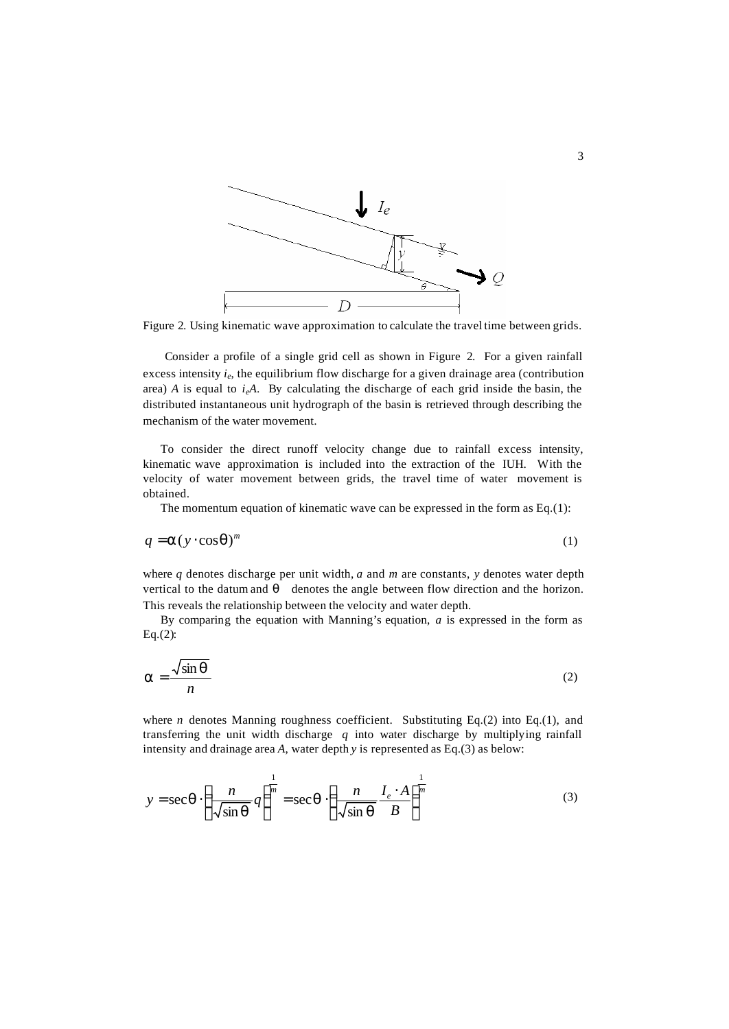Figure 2. Using kinematic wave approximation to calculate the travel time between grids.

Consider a profile of a single grid cell as shown in Figure 2. For a given rainfall excess intensity $i_e$, the equilibrium flow discharge for a given drainage area (contribution area) $A$ is equal to $i_eA$. By calculating the discharge of each grid inside the basin, the distributed instantaneous unit hydrograph of the basin is retrieved through describing the mechanism of the water movement.

To consider the direct runoff velocity change due to rainfall excess intensity, kinematic wave approximation is included into the extraction of the IUH. With the velocity of water movement between grids, the travel time of water movement is obtained.

The momentum equation of kinematic wave can be expressed in the form as Eq.(1):

$$q = \alpha (y \cdot \cos\theta)^m \tag{1}$$

where $q$ denotes discharge per unit width, $a$ and $m$ are constants, $y$ denotes water depth vertical to the datum and $\theta$ denotes the angle between flow direction and the horizon. This reveals the relationship between the velocity and water depth.

By comparing the equation with Manning's equation, $a$ is expressed in the form as Eq.(2):

$$\alpha = \frac{\sqrt{\sin\theta}}{n} \tag{2}$$

where $n$ denotes Manning roughness coefficient. Substituting Eq.(2) into Eq.(1), and transferring the unit width discharge $q$ into water discharge by multiplying rainfall intensity and drainage area $A$, water depth $y$ is represented as Eq.(3) as below:

$$y = \sec\theta \cdot \left( \frac{n}{\sqrt{\sin\theta}} q \right)^{\frac{1}{m}} = \sec\theta \cdot \left( \frac{n}{\sqrt{\sin\theta}} \frac{I_e \cdot A}{B} \right)^{\frac{1}{m}} \tag{3}$$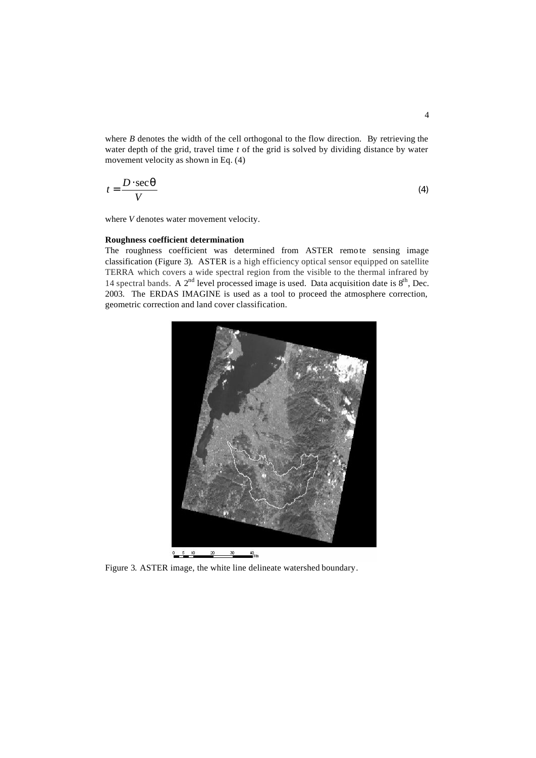where $B$ denotes the width of the cell orthogonal to the flow direction. By retrieving the water depth of the grid, travel time $t$ of the grid is solved by dividing distance by water movement velocity as shown in Eq. (4)

$$t = \frac{D \cdot \sec\theta}{V} \tag{4}$$

where $V$ denotes water movement velocity.

**Roughness coefficient determination**

The roughness coefficient was determined from ASTER remote sensing image classification (Figure 3). ASTER is a high efficiency optical sensor equipped on satellite TERRA which covers a wide spectral region from the visible to the thermal infrared by 14 spectral bands. A 2nd level processed image is used. Data acquisition date is 8th, Dec. 2003. The ERDAS IMAGINE is used as a tool to proceed the atmosphere correction, geometric correction and land cover classification.

Figure 3. ASTER image, the white line delineate watershed boundary.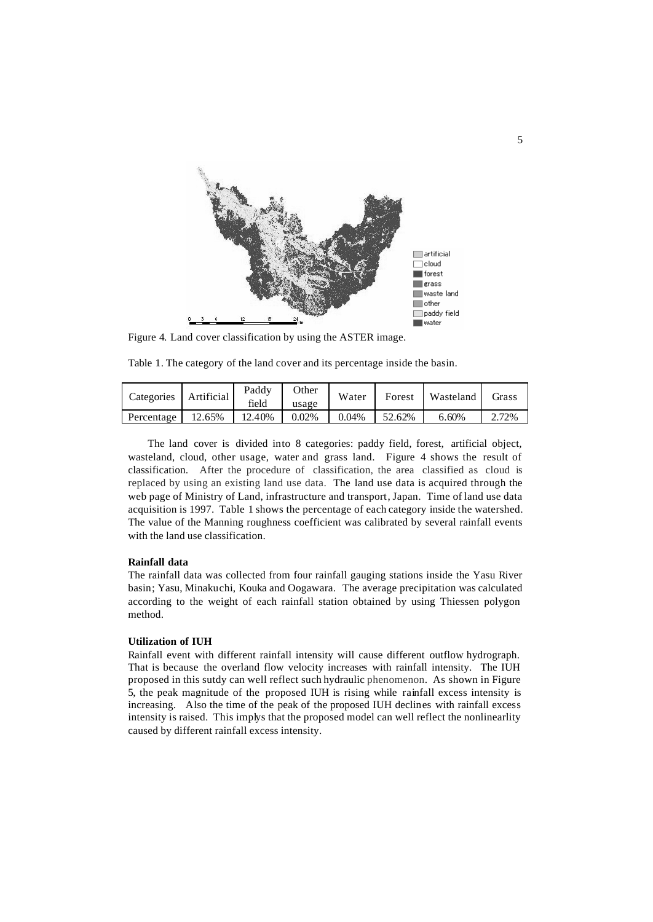Figure 4. Land cover classification by using the ASTER image.

Table 1. The category of the land cover and its percentage inside the basin.

| Categories | Artificial | Paddy field | Other usage | Water | Forest | Wasteland | Grass |
|---|---|---|---|---|---|---|---|
| Percentage | 12.65% | 12.40% | 0.02% | 0.04% | 52.62% | 6.60% | 2.72% |

The land cover is divided into 8 categories: paddy field, forest, artificial object, wasteland, cloud, other usage, water and grass land. Figure 4 shows the result of classification. After the procedure of classification, the area classified as cloud is replaced by using an existing land use data. The land use data is acquired through the web page of Ministry of Land, infrastructure and transport, Japan. Time of land use data acquisition is 1997. Table 1 shows the percentage of each category inside the watershed. The value of the Manning roughness coefficient was calibrated by several rainfall events with the land use classification.

**Rainfall data**

The rainfall data was collected from four rainfall gauging stations inside the Yasu River basin; Yasu, Minakuchi, Kouka and Oogawara. The average precipitation was calculated according to the weight of each rainfall station obtained by using Thiessen polygon method.

**Utilization of IUH**

Rainfall event with different rainfall intensity will cause different outflow hydrograph. That is because the overland flow velocity increases with rainfall intensity. The IUH proposed in this sutdy can well reflect such hydraulic phenomenon. As shown in Figure 5, the peak magnitude of the proposed IUH is rising while rainfall excess intensity is increasing. Also the time of the peak of the proposed IUH declines with rainfall excess intensity is raised. This implys that the proposed model can well reflect the nonlinearlity caused by different rainfall excess intensity.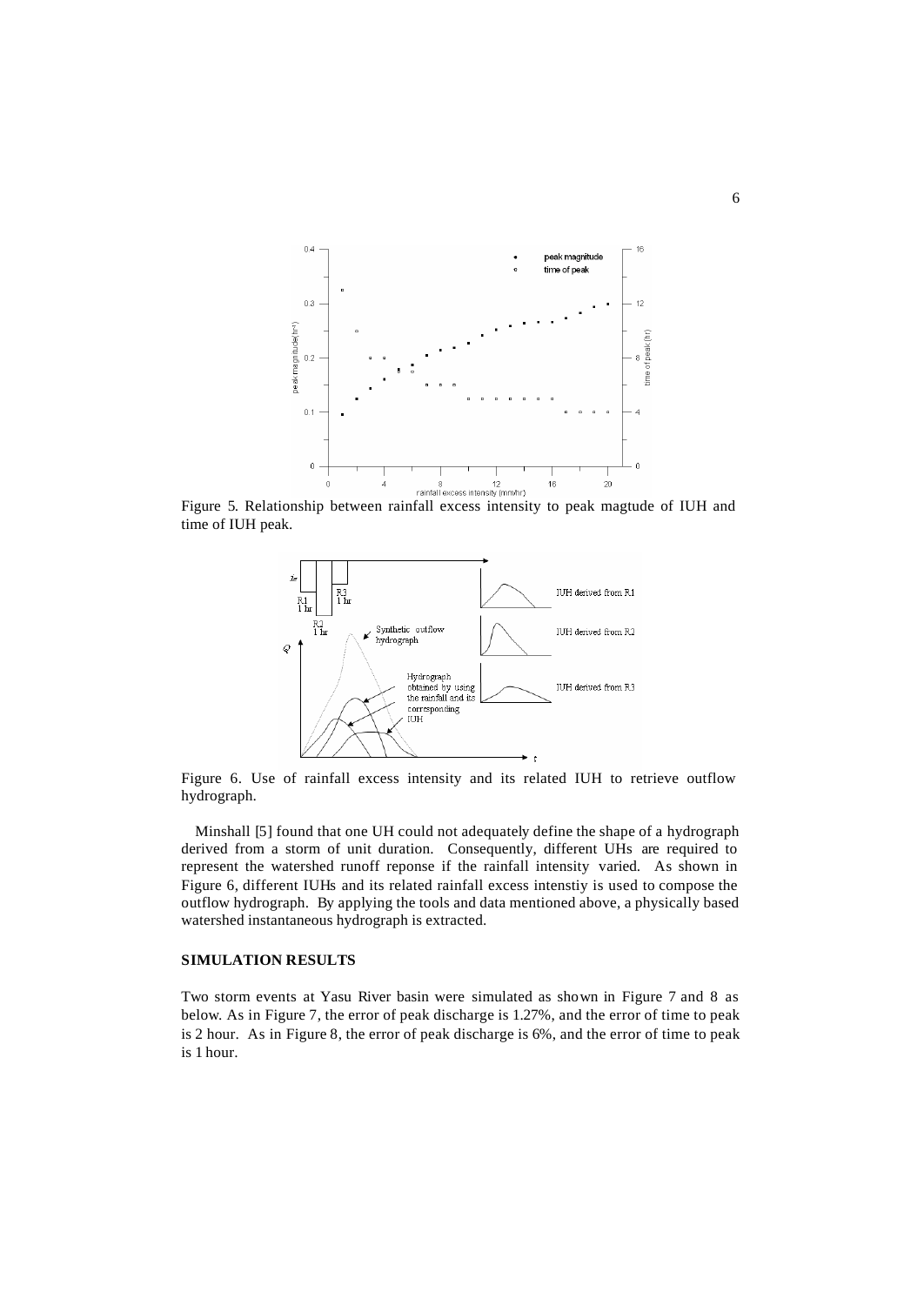Figure 5. Relationship between rainfall excess intensity to peak magtude of IUH and time of IUH peak.

Figure 6. Use of rainfall excess intensity and its related IUH to retrieve outflow hydrograph.

Minshall [5] found that one UH could not adequately define the shape of a hydrograph derived from a storm of unit duration. Consequently, different UHs are required to represent the watershed runoff reponse if the rainfall intensity varied. As shown in Figure 6, different IUHs and its related rainfall excess intenstiy is used to compose the outflow hydrograph. By applying the tools and data mentioned above, a physically based watershed instantaneous hydrograph is extracted.

## SIMULATION RESULTS

Two storm events at Yasu River basin were simulated as shown in Figure 7 and 8 as below. As in Figure 7, the error of peak discharge is 1.27%, and the error of time to peak is 2 hour. As in Figure 8, the error of peak discharge is 6%, and the error of time to peak is 1 hour.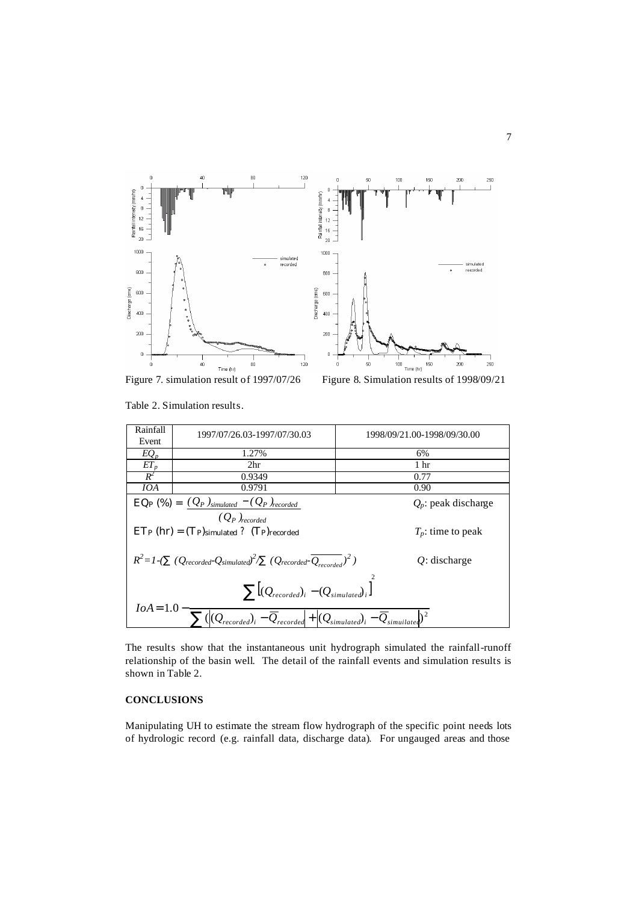Figure 7. simulation result of 1997/07/26

Figure 8. Simulation results of 1998/09/21

Table 2. Simulation results.

| Rainfall Event | 1997/07/26.03-1997/07/30.03 | 1998/09/21.00-1998/09/30.00 |
|---|---|---|
| $EQ_p$ | 1.27% | 6% |
| $ET_p$ | 2hr | 1 hr |
| $R^2$ | 0.9349 | 0.77 |
| $IOA$ | 0.9791 | 0.90 |

$$EQ_P\ (\%) = \frac{(Q_P)_{simulated} - (Q_P)_{recorded}}{(Q_P)_{recorded}}$$ 

$Q_p$: peak discharge

$$ET_P\ (hr) = (T_P)_{simulated} - (T_P)_{recorded}$$

$T_p$: time to peak

$$R^2 = 1 - \left(\sum (Q_{recorded} - Q_{simulated})^2 / \sum (Q_{recorded} - \overline{Q_{recorded}})^2\right)$$

$Q$: discharge

$$IoA = 1.0 - \frac{\sum \left[(Q_{recorded})_i - (Q_{simulated})_i\right]^2}{\sum \left(\left|(Q_{recorded})_i - \overline{Q}_{recorded}\right| + \left|(Q_{simulated})_i - \overline{Q}_{simuilated}\right|\right)^2}$$

The results show that the instantaneous unit hydrograph simulated the rainfall-runoff relationship of the basin well. The detail of the rainfall events and simulation results is shown in Table 2.

## CONCLUSIONS

Manipulating UH to estimate the stream flow hydrograph of the specific point needs lots of hydrologic record (e.g. rainfall data, discharge data). For ungauged areas and those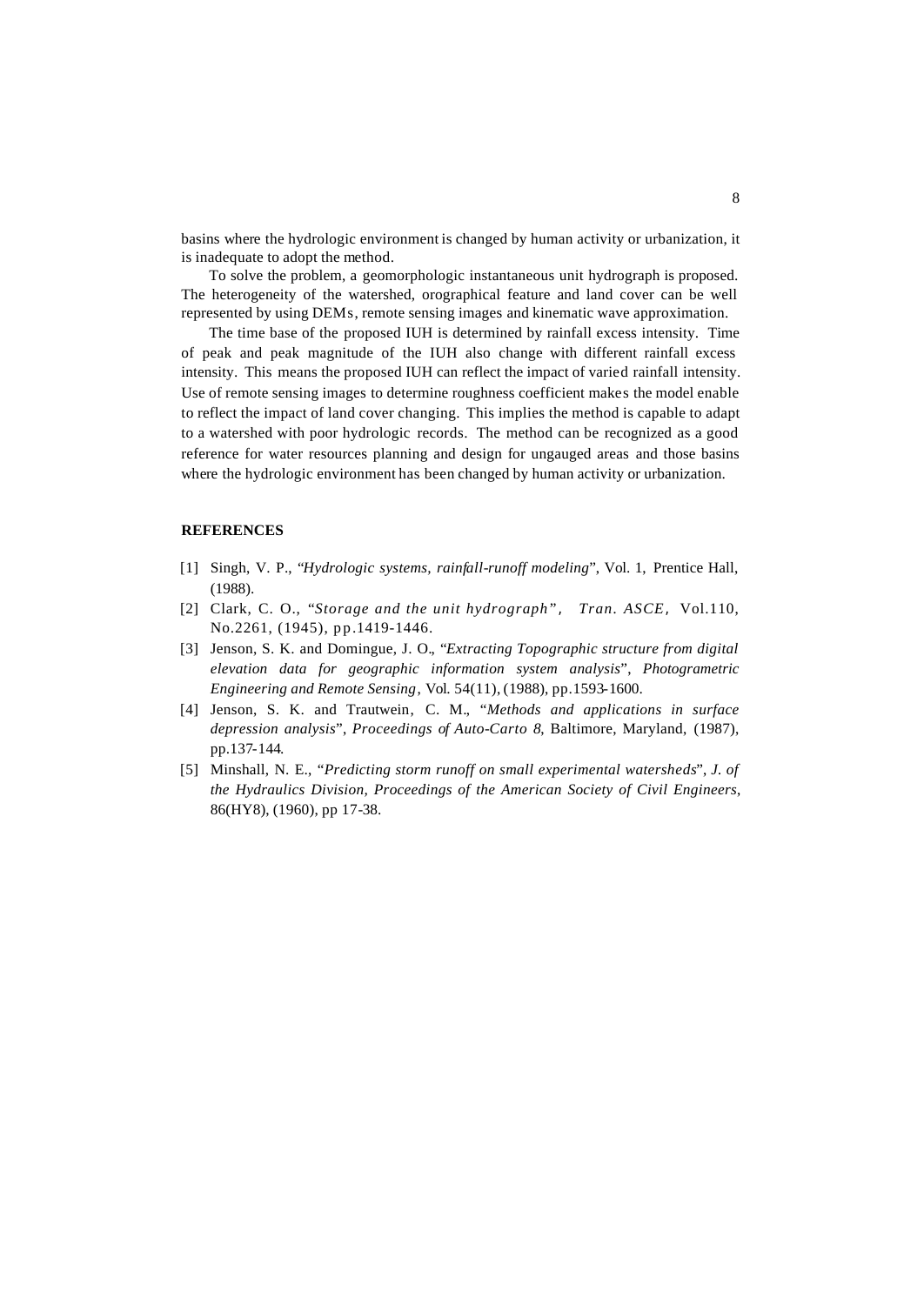basins where the hydrologic environment is changed by human activity or urbanization, it is inadequate to adopt the method.

To solve the problem, a geomorphologic instantaneous unit hydrograph is proposed. The heterogeneity of the watershed, orographical feature and land cover can be well represented by using DEMs, remote sensing images and kinematic wave approximation.

The time base of the proposed IUH is determined by rainfall excess intensity. Time of peak and peak magnitude of the IUH also change with different rainfall excess intensity. This means the proposed IUH can reflect the impact of varied rainfall intensity. Use of remote sensing images to determine roughness coefficient makes the model enable to reflect the impact of land cover changing. This implies the method is capable to adapt to a watershed with poor hydrologic records. The method can be recognized as a good reference for water resources planning and design for ungauged areas and those basins where the hydrologic environment has been changed by human activity or urbanization.

## REFERENCES

[1] Singh, V. P., "*Hydrologic systems, rainfall-runoff modeling*", Vol. 1, Prentice Hall, (1988).

[2] Clark, C. O., "*Storage and the unit hydrograph*", *Tran. ASCE*, Vol.110, No.2261, (1945), pp.1419-1446.

[3] Jenson, S. K. and Domingue, J. O., "*Extracting Topographic structure from digital elevation data for geographic information system analysis*", *Photogrametric Engineering and Remote Sensing*, Vol. 54(11), (1988), pp.1593-1600.

[4] Jenson, S. K. and Trautwein, C. M., "*Methods and applications in surface depression analysis*", *Proceedings of Auto-Carto 8*, Baltimore, Maryland, (1987), pp.137-144.

[5] Minshall, N. E., "*Predicting storm runoff on small experimental watersheds*", *J. of the Hydraulics Division, Proceedings of the American Society of Civil Engineers*, 86(HY8), (1960), pp 17-38.